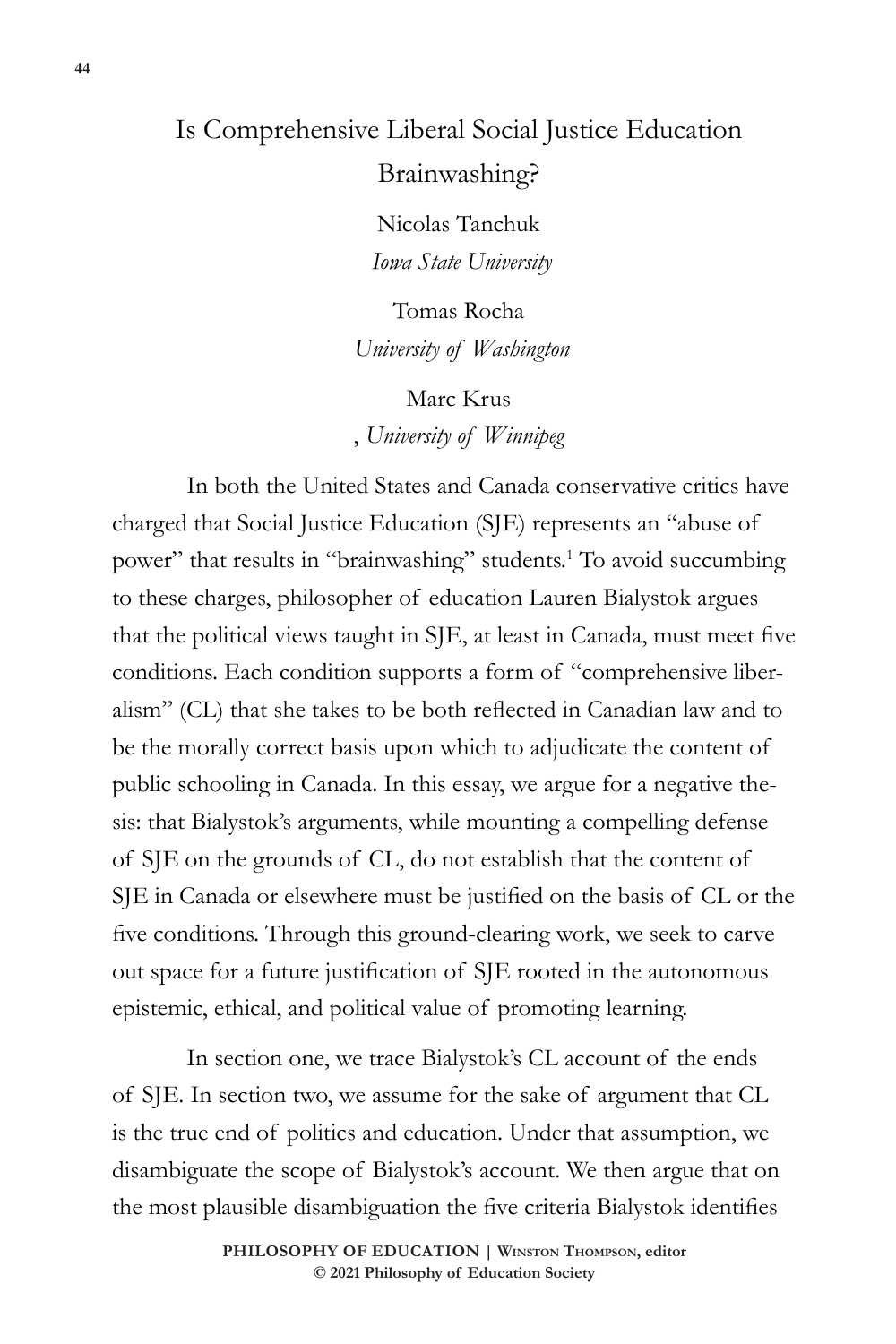# Is Comprehensive Liberal Social Justice Education Brainwashing?

Nicolas Tanchuk
*Iowa State University*

Tomas Rocha
*University of Washington*

Marc Krus
, *University of Winnipeg*

In both the United States and Canada conservative critics have charged that Social Justice Education (SJE) represents an "abuse of power" that results in "brainwashing" students.[1] To avoid succumbing to these charges, philosopher of education Lauren Bialystok argues that the political views taught in SJE, at least in Canada, must meet five conditions. Each condition supports a form of "comprehensive liberalism" (CL) that she takes to be both reflected in Canadian law and to be the morally correct basis upon which to adjudicate the content of public schooling in Canada. In this essay, we argue for a negative thesis: that Bialystok's arguments, while mounting a compelling defense of SJE on the grounds of CL, do not establish that the content of SJE in Canada or elsewhere must be justified on the basis of CL or the five conditions. Through this ground-clearing work, we seek to carve out space for a future justification of SJE rooted in the autonomous epistemic, ethical, and political value of promoting learning.

In section one, we trace Bialystok's CL account of the ends of SJE. In section two, we assume for the sake of argument that CL is the true end of politics and education. Under that assumption, we disambiguate the scope of Bialystok's account. We then argue that on the most plausible disambiguation the five criteria Bialystok identifies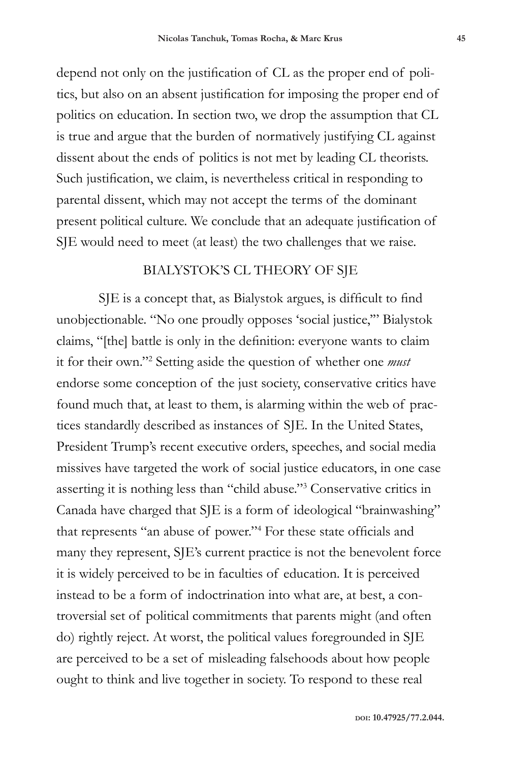depend not only on the justification of CL as the proper end of politics, but also on an absent justification for imposing the proper end of politics on education. In section two, we drop the assumption that CL is true and argue that the burden of normatively justifying CL against dissent about the ends of politics is not met by leading CL theorists. Such justification, we claim, is nevertheless critical in responding to parental dissent, which may not accept the terms of the dominant present political culture. We conclude that an adequate justification of SJE would need to meet (at least) the two challenges that we raise.

## BIALYSTOK'S CL THEORY OF SJE

SJE is a concept that, as Bialystok argues, is difficult to find unobjectionable. "No one proudly opposes 'social justice,'" Bialystok claims, "[the] battle is only in the definition: everyone wants to claim it for their own."[2] Setting aside the question of whether one *must* endorse some conception of the just society, conservative critics have found much that, at least to them, is alarming within the web of practices standardly described as instances of SJE. In the United States, President Trump's recent executive orders, speeches, and social media missives have targeted the work of social justice educators, in one case asserting it is nothing less than "child abuse."[3] Conservative critics in Canada have charged that SJE is a form of ideological "brainwashing" that represents "an abuse of power."[4] For these state officials and many they represent, SJE's current practice is not the benevolent force it is widely perceived to be in faculties of education. It is perceived instead to be a form of indoctrination into what are, at best, a controversial set of political commitments that parents might (and often do) rightly reject. At worst, the political values foregrounded in SJE are perceived to be a set of misleading falsehoods about how people ought to think and live together in society. To respond to these real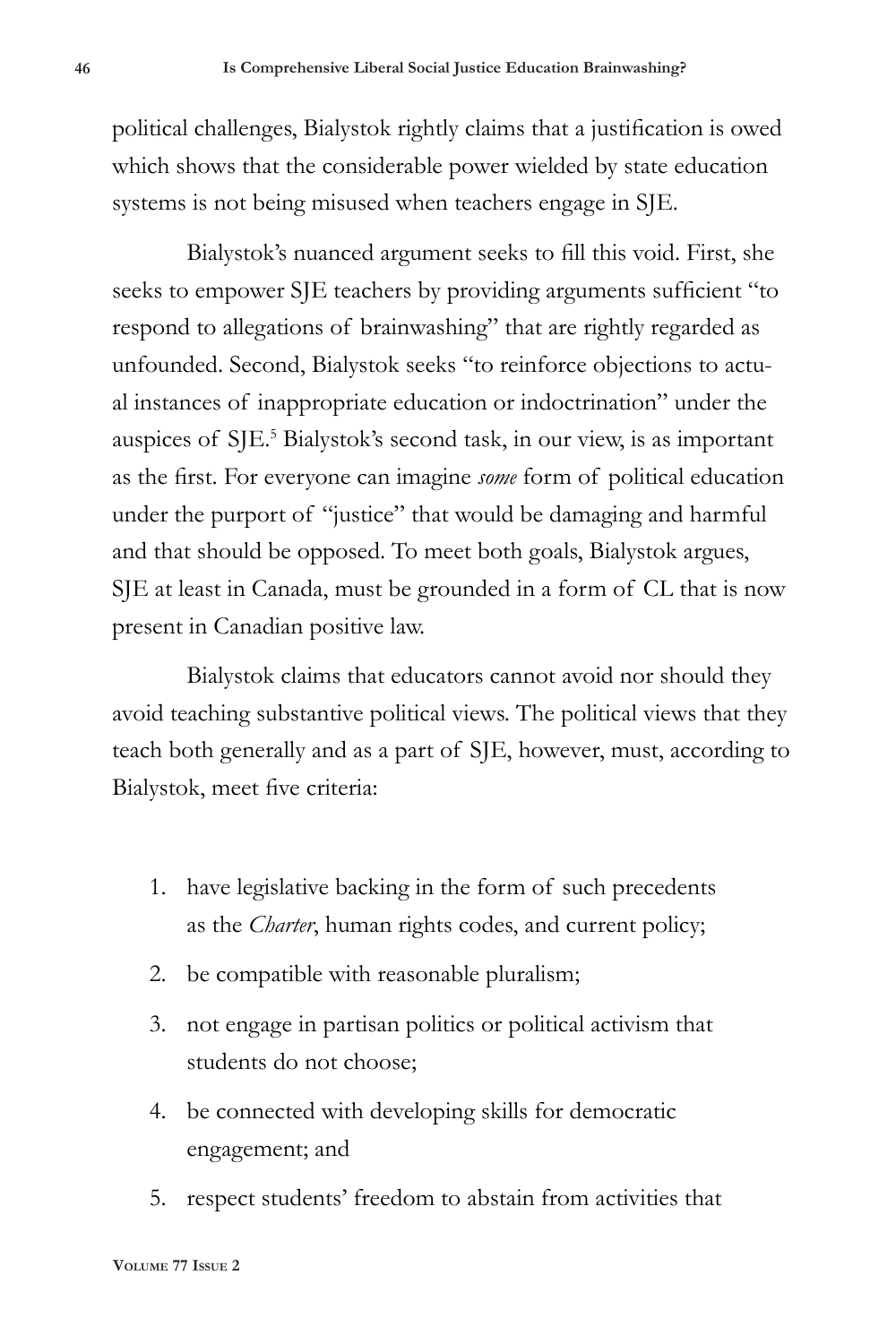political challenges, Bialystok rightly claims that a justification is owed which shows that the considerable power wielded by state education systems is not being misused when teachers engage in SJE.

Bialystok's nuanced argument seeks to fill this void. First, she seeks to empower SJE teachers by providing arguments sufficient "to respond to allegations of brainwashing" that are rightly regarded as unfounded. Second, Bialystok seeks "to reinforce objections to actual instances of inappropriate education or indoctrination" under the auspices of SJE.[5] Bialystok's second task, in our view, is as important as the first. For everyone can imagine *some* form of political education under the purport of "justice" that would be damaging and harmful and that should be opposed. To meet both goals, Bialystok argues, SJE at least in Canada, must be grounded in a form of CL that is now present in Canadian positive law.

Bialystok claims that educators cannot avoid nor should they avoid teaching substantive political views. The political views that they teach both generally and as a part of SJE, however, must, according to Bialystok, meet five criteria:

1. have legislative backing in the form of such precedents as the *Charter*, human rights codes, and current policy;
2. be compatible with reasonable pluralism;
3. not engage in partisan politics or political activism that students do not choose;
4. be connected with developing skills for democratic engagement; and
5. respect students' freedom to abstain from activities that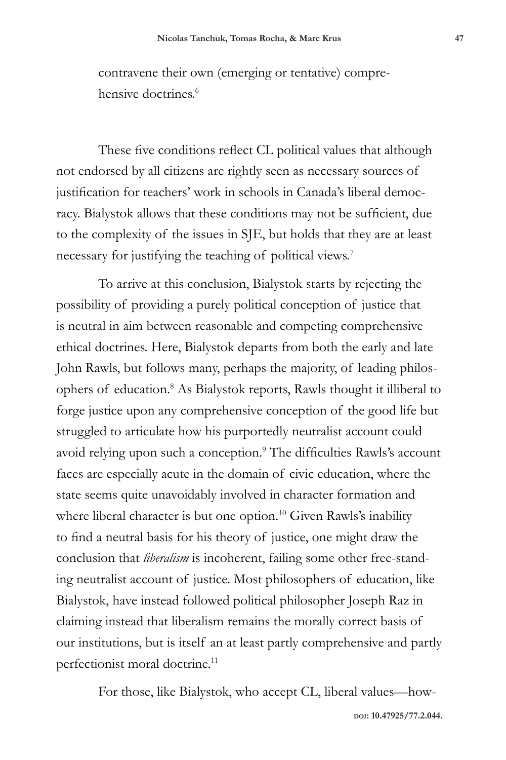contravene their own (emerging or tentative) comprehensive doctrines.[6]

These five conditions reflect CL political values that although not endorsed by all citizens are rightly seen as necessary sources of justification for teachers' work in schools in Canada's liberal democracy. Bialystok allows that these conditions may not be sufficient, due to the complexity of the issues in SJE, but holds that they are at least necessary for justifying the teaching of political views.[7]

To arrive at this conclusion, Bialystok starts by rejecting the possibility of providing a purely political conception of justice that is neutral in aim between reasonable and competing comprehensive ethical doctrines. Here, Bialystok departs from both the early and late John Rawls, but follows many, perhaps the majority, of leading philosophers of education.[8] As Bialystok reports, Rawls thought it illiberal to forge justice upon any comprehensive conception of the good life but struggled to articulate how his purportedly neutralist account could avoid relying upon such a conception.[9] The difficulties Rawls's account faces are especially acute in the domain of civic education, where the state seems quite unavoidably involved in character formation and where liberal character is but one option.[10] Given Rawls's inability to find a neutral basis for his theory of justice, one might draw the conclusion that *liberalism* is incoherent, failing some other free-standing neutralist account of justice. Most philosophers of education, like Bialystok, have instead followed political philosopher Joseph Raz in claiming instead that liberalism remains the morally correct basis of our institutions, but is itself an at least partly comprehensive and partly perfectionist moral doctrine.[11]

For those, like Bialystok, who accept CL, liberal values—how-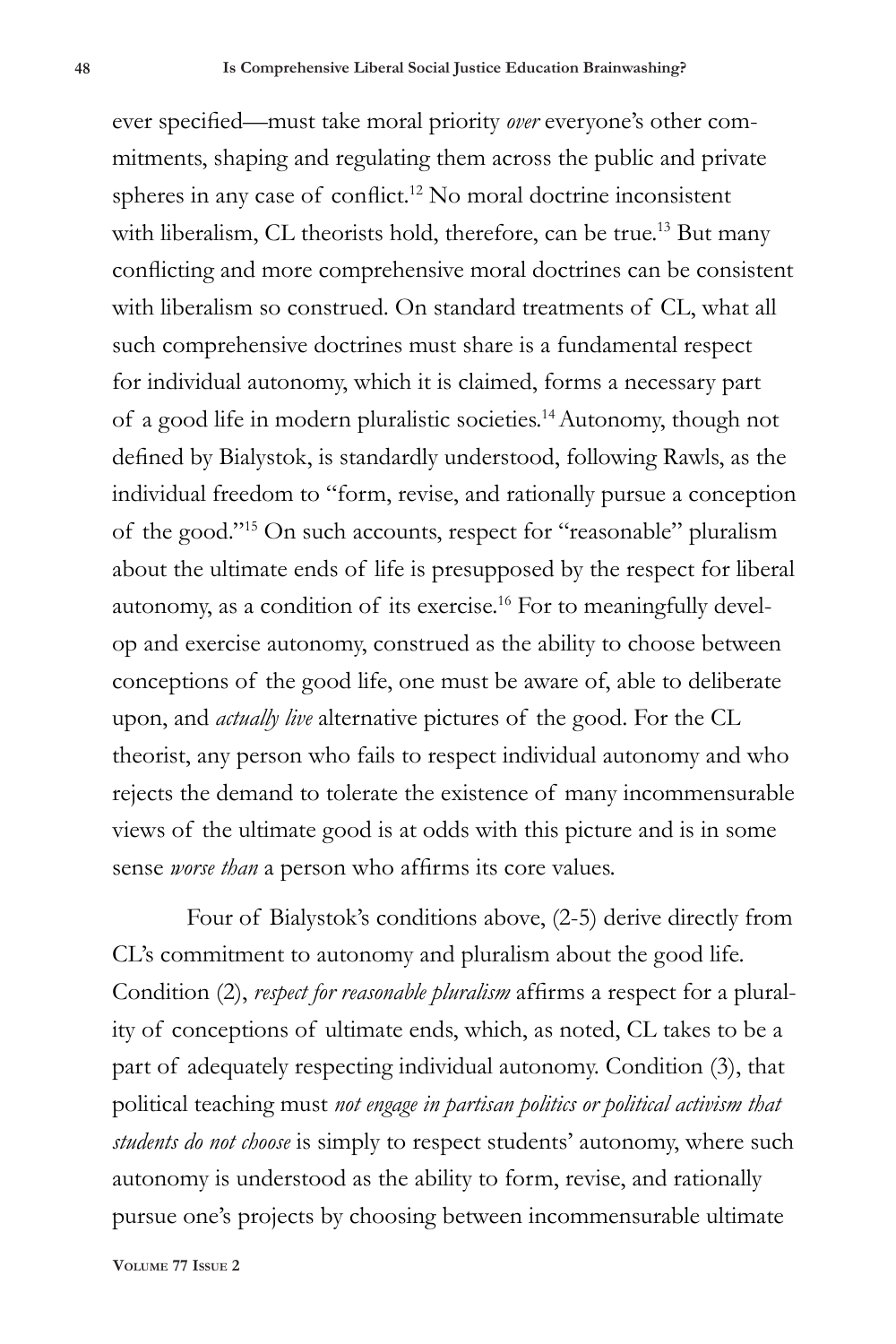ever specified—must take moral priority *over* everyone's other commitments, shaping and regulating them across the public and private spheres in any case of conflict.[12] No moral doctrine inconsistent with liberalism, CL theorists hold, therefore, can be true.[13] But many conflicting and more comprehensive moral doctrines can be consistent with liberalism so construed. On standard treatments of CL, what all such comprehensive doctrines must share is a fundamental respect for individual autonomy, which it is claimed, forms a necessary part of a good life in modern pluralistic societies.[14] Autonomy, though not defined by Bialystok, is standardly understood, following Rawls, as the individual freedom to "form, revise, and rationally pursue a conception of the good."[15] On such accounts, respect for "reasonable" pluralism about the ultimate ends of life is presupposed by the respect for liberal autonomy, as a condition of its exercise.[16] For to meaningfully develop and exercise autonomy, construed as the ability to choose between conceptions of the good life, one must be aware of, able to deliberate upon, and *actually live* alternative pictures of the good. For the CL theorist, any person who fails to respect individual autonomy and who rejects the demand to tolerate the existence of many incommensurable views of the ultimate good is at odds with this picture and is in some sense *worse than* a person who affirms its core values.

Four of Bialystok's conditions above, (2-5) derive directly from CL's commitment to autonomy and pluralism about the good life. Condition (2), *respect for reasonable pluralism* affirms a respect for a plurality of conceptions of ultimate ends, which, as noted, CL takes to be a part of adequately respecting individual autonomy. Condition (3), that political teaching must *not engage in partisan politics or political activism that students do not choose* is simply to respect students' autonomy, where such autonomy is understood as the ability to form, revise, and rationally pursue one's projects by choosing between incommensurable ultimate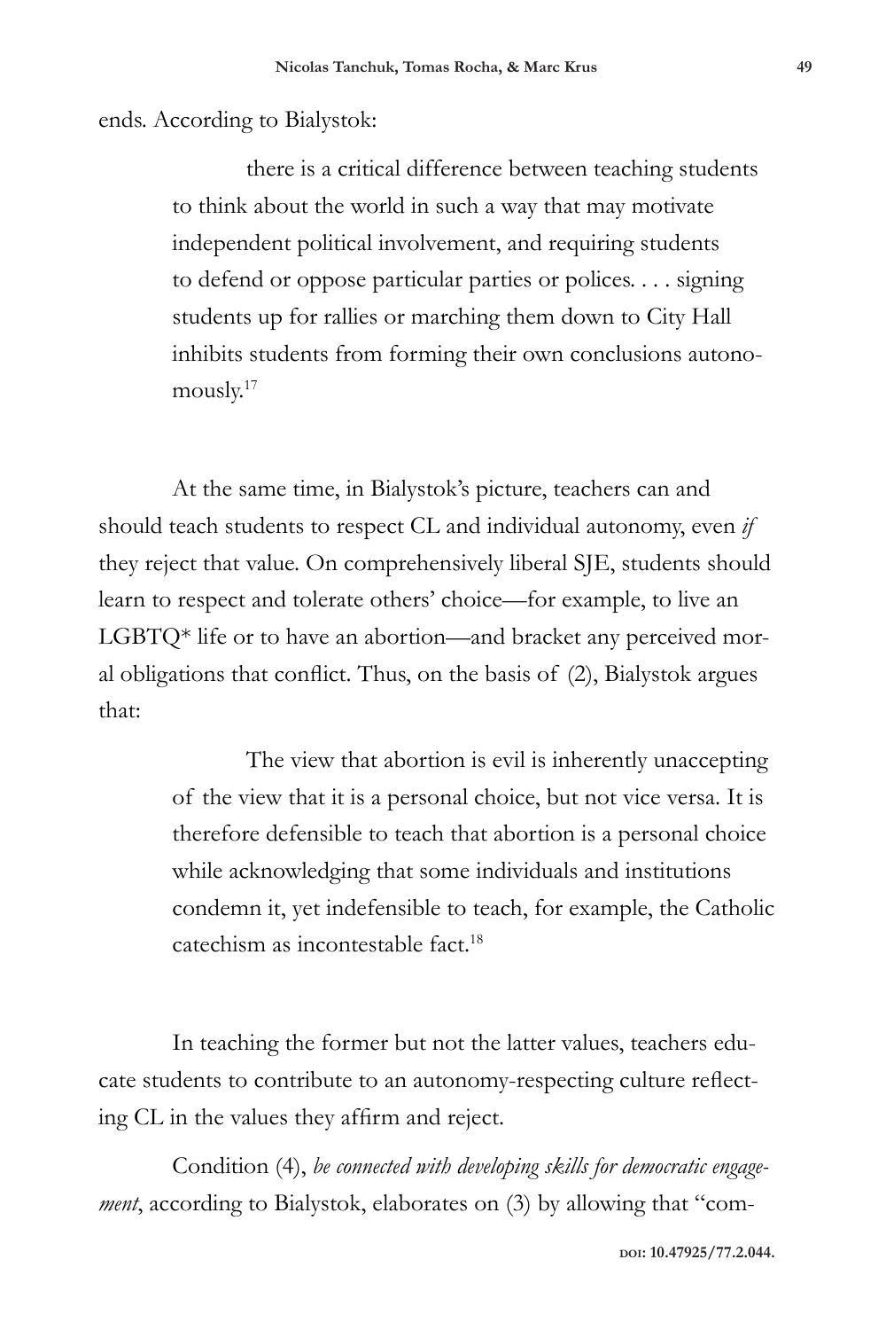ends. According to Bialystok:

> there is a critical difference between teaching students to think about the world in such a way that may motivate independent political involvement, and requiring students to defend or oppose particular parties or polices. . . . signing students up for rallies or marching them down to City Hall inhibits students from forming their own conclusions autonomously.[17]

At the same time, in Bialystok's picture, teachers can and should teach students to respect CL and individual autonomy, even *if* they reject that value. On comprehensively liberal SJE, students should learn to respect and tolerate others' choice—for example, to live an LGBTQ* life or to have an abortion—and bracket any perceived moral obligations that conflict. Thus, on the basis of (2), Bialystok argues that:

> The view that abortion is evil is inherently unaccepting of the view that it is a personal choice, but not vice versa. It is therefore defensible to teach that abortion is a personal choice while acknowledging that some individuals and institutions condemn it, yet indefensible to teach, for example, the Catholic catechism as incontestable fact.[18]

In teaching the former but not the latter values, teachers educate students to contribute to an autonomy-respecting culture reflecting CL in the values they affirm and reject.

Condition (4), *be connected with developing skills for democratic engagement*, according to Bialystok, elaborates on (3) by allowing that "com-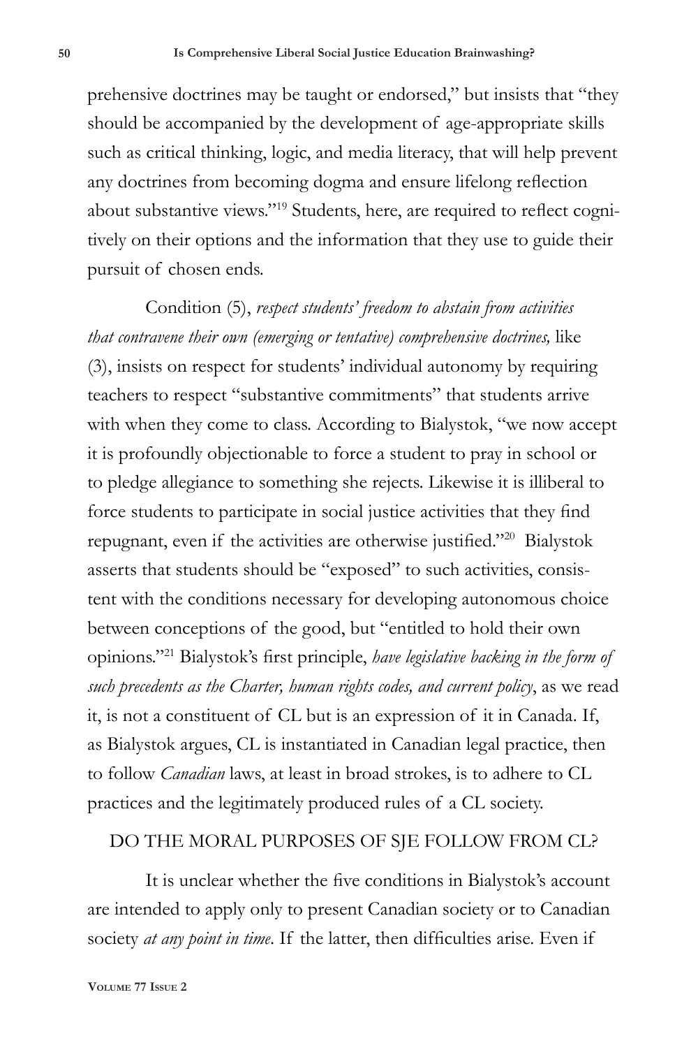prehensive doctrines may be taught or endorsed," but insists that "they should be accompanied by the development of age-appropriate skills such as critical thinking, logic, and media literacy, that will help prevent any doctrines from becoming dogma and ensure lifelong reflection about substantive views."[19] Students, here, are required to reflect cognitively on their options and the information that they use to guide their pursuit of chosen ends.

Condition (5), *respect students' freedom to abstain from activities that contravene their own (emerging or tentative) comprehensive doctrines,* like (3), insists on respect for students' individual autonomy by requiring teachers to respect "substantive commitments" that students arrive with when they come to class. According to Bialystok, "we now accept it is profoundly objectionable to force a student to pray in school or to pledge allegiance to something she rejects. Likewise it is illiberal to force students to participate in social justice activities that they find repugnant, even if the activities are otherwise justified."[20] Bialystok asserts that students should be "exposed" to such activities, consistent with the conditions necessary for developing autonomous choice between conceptions of the good, but "entitled to hold their own opinions."[21] Bialystok's first principle, *have legislative backing in the form of such precedents as the Charter, human rights codes, and current policy*, as we read it, is not a constituent of CL but is an expression of it in Canada. If, as Bialystok argues, CL is instantiated in Canadian legal practice, then to follow *Canadian* laws, at least in broad strokes, is to adhere to CL practices and the legitimately produced rules of a CL society.

## DO THE MORAL PURPOSES OF SJE FOLLOW FROM CL?

It is unclear whether the five conditions in Bialystok's account are intended to apply only to present Canadian society or to Canadian society *at any point in time*. If the latter, then difficulties arise. Even if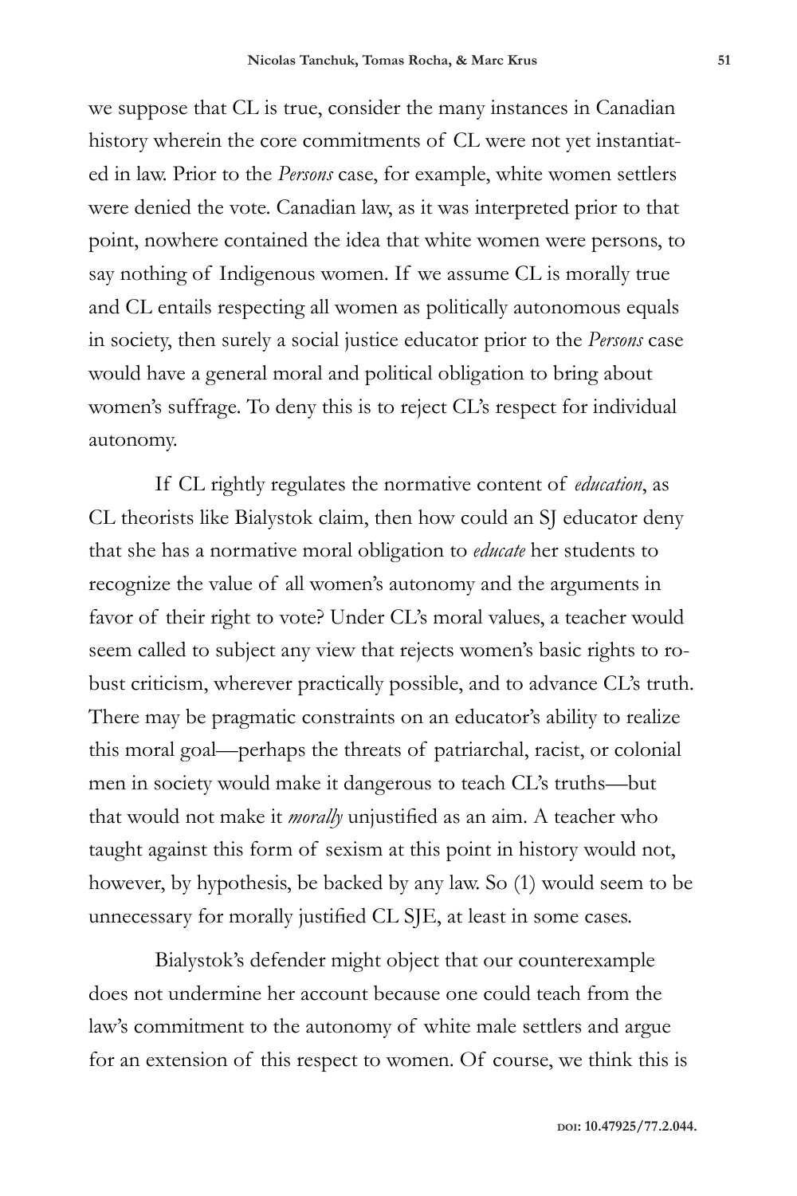we suppose that CL is true, consider the many instances in Canadian history wherein the core commitments of CL were not yet instantiated in law. Prior to the *Persons* case, for example, white women settlers were denied the vote. Canadian law, as it was interpreted prior to that point, nowhere contained the idea that white women were persons, to say nothing of Indigenous women. If we assume CL is morally true and CL entails respecting all women as politically autonomous equals in society, then surely a social justice educator prior to the *Persons* case would have a general moral and political obligation to bring about women's suffrage. To deny this is to reject CL's respect for individual autonomy.

If CL rightly regulates the normative content of *education*, as CL theorists like Bialystok claim, then how could an SJ educator deny that she has a normative moral obligation to *educate* her students to recognize the value of all women's autonomy and the arguments in favor of their right to vote? Under CL's moral values, a teacher would seem called to subject any view that rejects women's basic rights to robust criticism, wherever practically possible, and to advance CL's truth. There may be pragmatic constraints on an educator's ability to realize this moral goal—perhaps the threats of patriarchal, racist, or colonial men in society would make it dangerous to teach CL's truths—but that would not make it *morally* unjustified as an aim. A teacher who taught against this form of sexism at this point in history would not, however, by hypothesis, be backed by any law. So (1) would seem to be unnecessary for morally justified CL SJE, at least in some cases.

Bialystok's defender might object that our counterexample does not undermine her account because one could teach from the law's commitment to the autonomy of white male settlers and argue for an extension of this respect to women. Of course, we think this is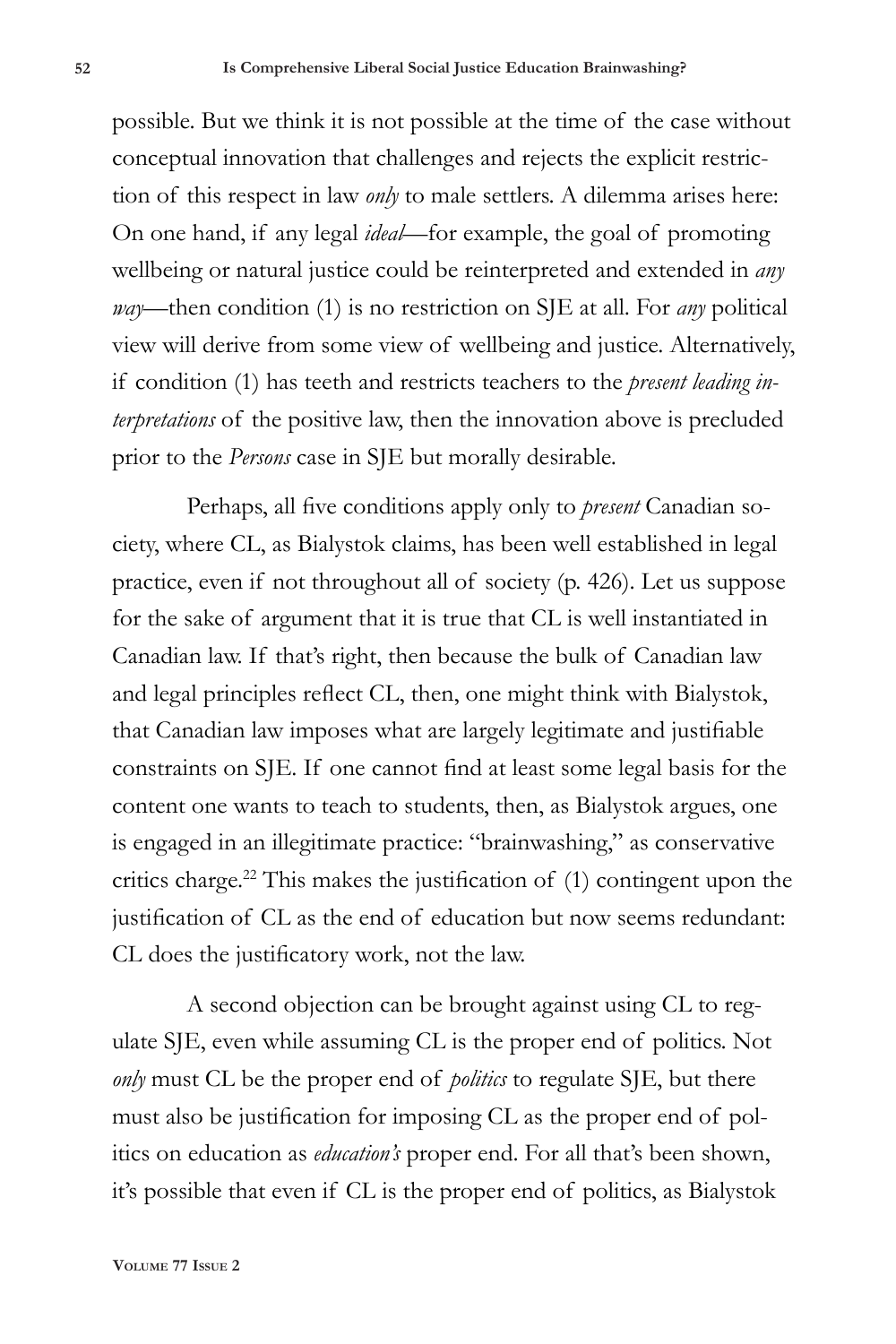possible. But we think it is not possible at the time of the case without conceptual innovation that challenges and rejects the explicit restriction of this respect in law *only* to male settlers. A dilemma arises here: On one hand, if any legal *ideal*—for example, the goal of promoting wellbeing or natural justice could be reinterpreted and extended in *any way*—then condition (1) is no restriction on SJE at all. For *any* political view will derive from some view of wellbeing and justice. Alternatively, if condition (1) has teeth and restricts teachers to the *present leading interpretations* of the positive law, then the innovation above is precluded prior to the *Persons* case in SJE but morally desirable.

Perhaps, all five conditions apply only to *present* Canadian society, where CL, as Bialystok claims, has been well established in legal practice, even if not throughout all of society (p. 426). Let us suppose for the sake of argument that it is true that CL is well instantiated in Canadian law. If that's right, then because the bulk of Canadian law and legal principles reflect CL, then, one might think with Bialystok, that Canadian law imposes what are largely legitimate and justifiable constraints on SJE. If one cannot find at least some legal basis for the content one wants to teach to students, then, as Bialystok argues, one is engaged in an illegitimate practice: "brainwashing," as conservative critics charge.[22] This makes the justification of (1) contingent upon the justification of CL as the end of education but now seems redundant: CL does the justificatory work, not the law.

A second objection can be brought against using CL to regulate SJE, even while assuming CL is the proper end of politics. Not *only* must CL be the proper end of *politics* to regulate SJE, but there must also be justification for imposing CL as the proper end of politics on education as *education's* proper end. For all that's been shown, it's possible that even if CL is the proper end of politics, as Bialystok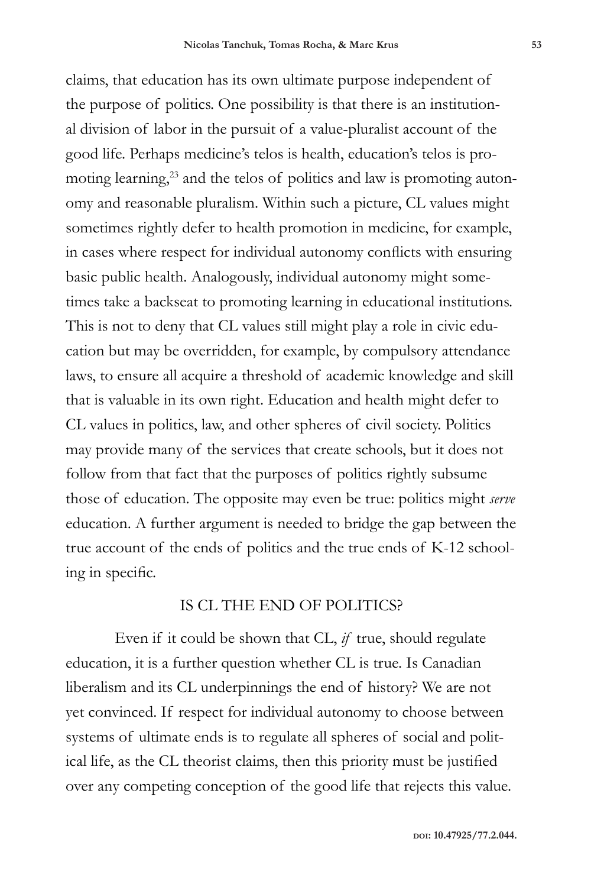claims, that education has its own ultimate purpose independent of the purpose of politics. One possibility is that there is an institutional division of labor in the pursuit of a value-pluralist account of the good life. Perhaps medicine's telos is health, education's telos is promoting learning,[23] and the telos of politics and law is promoting autonomy and reasonable pluralism. Within such a picture, CL values might sometimes rightly defer to health promotion in medicine, for example, in cases where respect for individual autonomy conflicts with ensuring basic public health. Analogously, individual autonomy might sometimes take a backseat to promoting learning in educational institutions. This is not to deny that CL values still might play a role in civic education but may be overridden, for example, by compulsory attendance laws, to ensure all acquire a threshold of academic knowledge and skill that is valuable in its own right. Education and health might defer to CL values in politics, law, and other spheres of civil society. Politics may provide many of the services that create schools, but it does not follow from that fact that the purposes of politics rightly subsume those of education. The opposite may even be true: politics might *serve* education. A further argument is needed to bridge the gap between the true account of the ends of politics and the true ends of K-12 schooling in specific.

## IS CL THE END OF POLITICS?

Even if it could be shown that CL, *if* true, should regulate education, it is a further question whether CL is true. Is Canadian liberalism and its CL underpinnings the end of history? We are not yet convinced. If respect for individual autonomy to choose between systems of ultimate ends is to regulate all spheres of social and political life, as the CL theorist claims, then this priority must be justified over any competing conception of the good life that rejects this value.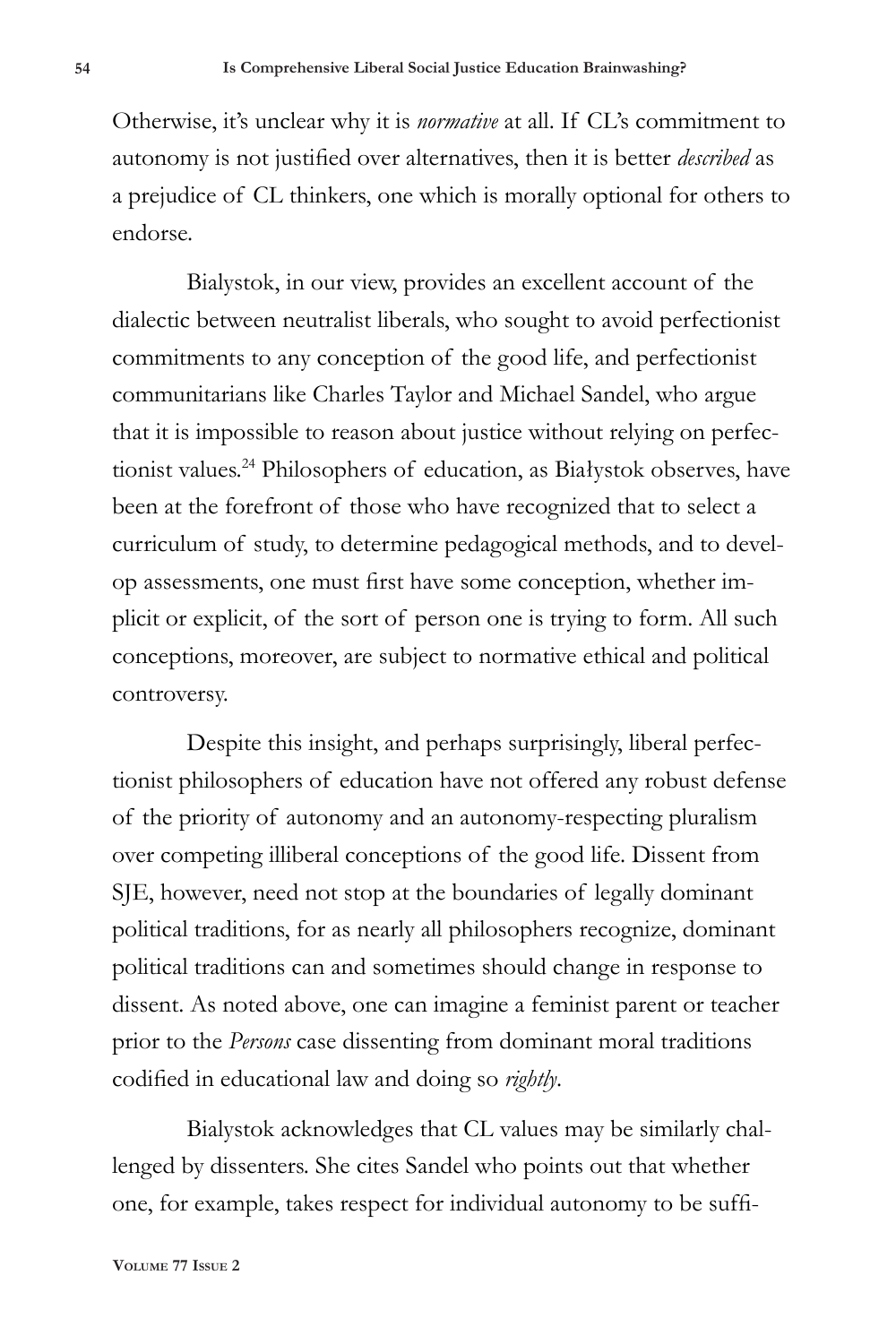Otherwise, it's unclear why it is *normative* at all. If CL's commitment to autonomy is not justified over alternatives, then it is better *described* as a prejudice of CL thinkers, one which is morally optional for others to endorse.

Bialystok, in our view, provides an excellent account of the dialectic between neutralist liberals, who sought to avoid perfectionist commitments to any conception of the good life, and perfectionist communitarians like Charles Taylor and Michael Sandel, who argue that it is impossible to reason about justice without relying on perfectionist values.[24] Philosophers of education, as Białystok observes, have been at the forefront of those who have recognized that to select a curriculum of study, to determine pedagogical methods, and to develop assessments, one must first have some conception, whether implicit or explicit, of the sort of person one is trying to form. All such conceptions, moreover, are subject to normative ethical and political controversy.

Despite this insight, and perhaps surprisingly, liberal perfectionist philosophers of education have not offered any robust defense of the priority of autonomy and an autonomy-respecting pluralism over competing illiberal conceptions of the good life. Dissent from SJE, however, need not stop at the boundaries of legally dominant political traditions, for as nearly all philosophers recognize, dominant political traditions can and sometimes should change in response to dissent. As noted above, one can imagine a feminist parent or teacher prior to the *Persons* case dissenting from dominant moral traditions codified in educational law and doing so *rightly*.

Bialystok acknowledges that CL values may be similarly challenged by dissenters. She cites Sandel who points out that whether one, for example, takes respect for individual autonomy to be suffi-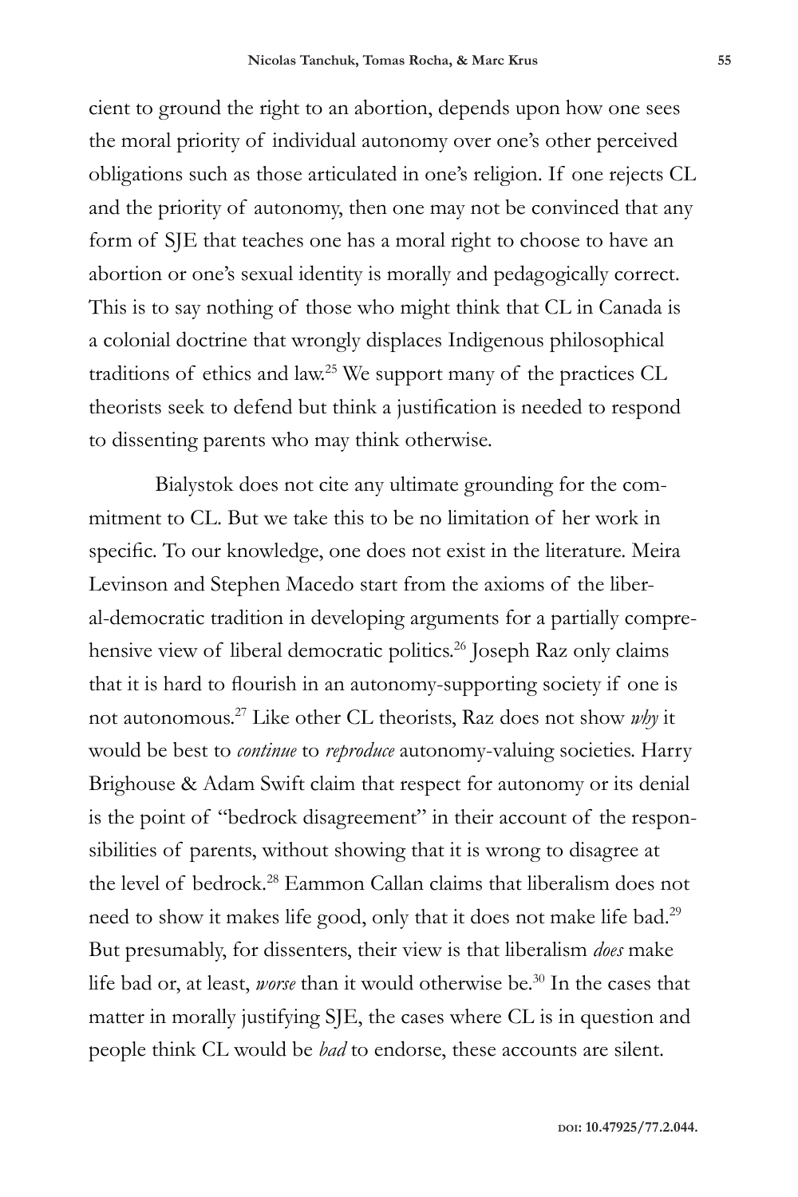cient to ground the right to an abortion, depends upon how one sees the moral priority of individual autonomy over one's other perceived obligations such as those articulated in one's religion. If one rejects CL and the priority of autonomy, then one may not be convinced that any form of SJE that teaches one has a moral right to choose to have an abortion or one's sexual identity is morally and pedagogically correct. This is to say nothing of those who might think that CL in Canada is a colonial doctrine that wrongly displaces Indigenous philosophical traditions of ethics and law.[25] We support many of the practices CL theorists seek to defend but think a justification is needed to respond to dissenting parents who may think otherwise.

Bialystok does not cite any ultimate grounding for the commitment to CL. But we take this to be no limitation of her work in specific. To our knowledge, one does not exist in the literature. Meira Levinson and Stephen Macedo start from the axioms of the liberal-democratic tradition in developing arguments for a partially comprehensive view of liberal democratic politics.[26] Joseph Raz only claims that it is hard to flourish in an autonomy-supporting society if one is not autonomous.[27] Like other CL theorists, Raz does not show *why* it would be best to *continue* to *reproduce* autonomy-valuing societies. Harry Brighouse & Adam Swift claim that respect for autonomy or its denial is the point of "bedrock disagreement" in their account of the responsibilities of parents, without showing that it is wrong to disagree at the level of bedrock.[28] Eammon Callan claims that liberalism does not need to show it makes life good, only that it does not make life bad.[29] But presumably, for dissenters, their view is that liberalism *does* make life bad or, at least, *worse* than it would otherwise be.[30] In the cases that matter in morally justifying SJE, the cases where CL is in question and people think CL would be *bad* to endorse, these accounts are silent.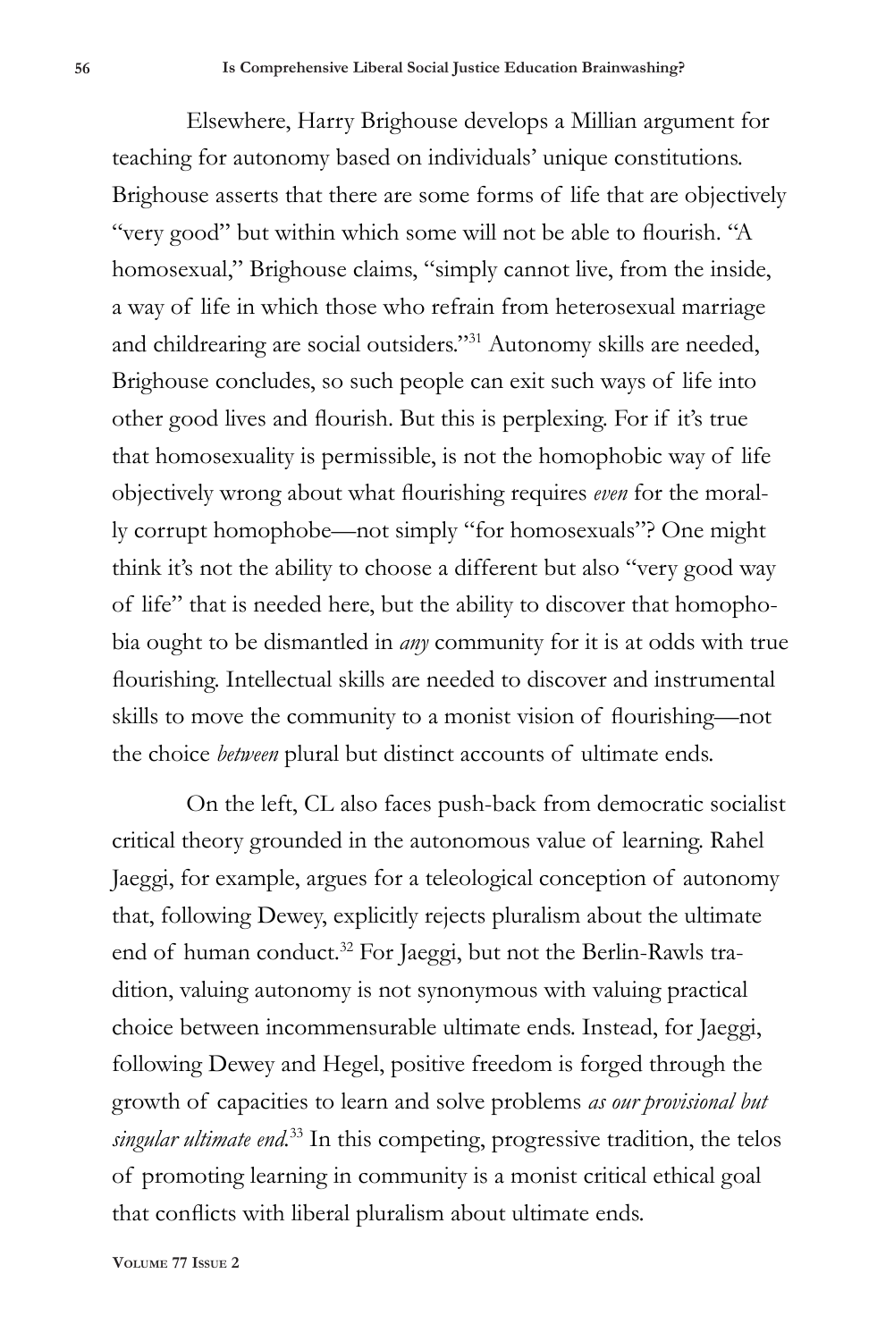Elsewhere, Harry Brighouse develops a Millian argument for teaching for autonomy based on individuals' unique constitutions. Brighouse asserts that there are some forms of life that are objectively "very good" but within which some will not be able to flourish. "A homosexual," Brighouse claims, "simply cannot live, from the inside, a way of life in which those who refrain from heterosexual marriage and childrearing are social outsiders."[31] Autonomy skills are needed, Brighouse concludes, so such people can exit such ways of life into other good lives and flourish. But this is perplexing. For if it's true that homosexuality is permissible, is not the homophobic way of life objectively wrong about what flourishing requires *even* for the morally corrupt homophobe—not simply "for homosexuals"? One might think it's not the ability to choose a different but also "very good way of life" that is needed here, but the ability to discover that homophobia ought to be dismantled in *any* community for it is at odds with true flourishing. Intellectual skills are needed to discover and instrumental skills to move the community to a monist vision of flourishing—not the choice *between* plural but distinct accounts of ultimate ends.

On the left, CL also faces push-back from democratic socialist critical theory grounded in the autonomous value of learning. Rahel Jaeggi, for example, argues for a teleological conception of autonomy that, following Dewey, explicitly rejects pluralism about the ultimate end of human conduct.[32] For Jaeggi, but not the Berlin-Rawls tradition, valuing autonomy is not synonymous with valuing practical choice between incommensurable ultimate ends. Instead, for Jaeggi, following Dewey and Hegel, positive freedom is forged through the growth of capacities to learn and solve problems *as our provisional but singular ultimate end*.[33] In this competing, progressive tradition, the telos of promoting learning in community is a monist critical ethical goal that conflicts with liberal pluralism about ultimate ends.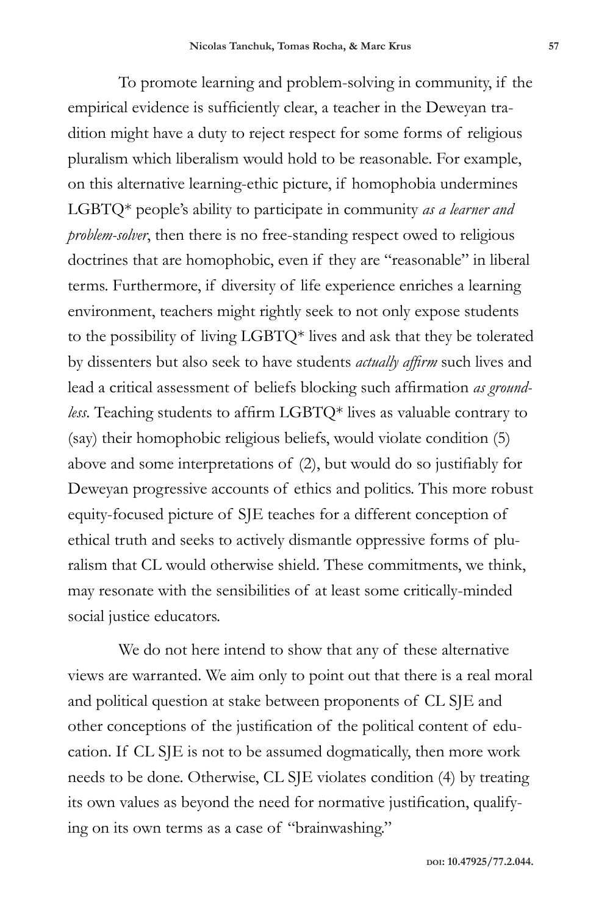To promote learning and problem-solving in community, if the empirical evidence is sufficiently clear, a teacher in the Deweyan tradition might have a duty to reject respect for some forms of religious pluralism which liberalism would hold to be reasonable. For example, on this alternative learning-ethic picture, if homophobia undermines LGBTQ* people's ability to participate in community *as a learner and problem-solver*, then there is no free-standing respect owed to religious doctrines that are homophobic, even if they are "reasonable" in liberal terms. Furthermore, if diversity of life experience enriches a learning environment, teachers might rightly seek to not only expose students to the possibility of living LGBTQ* lives and ask that they be tolerated by dissenters but also seek to have students *actually affirm* such lives and lead a critical assessment of beliefs blocking such affirmation *as groundless*. Teaching students to affirm LGBTQ* lives as valuable contrary to (say) their homophobic religious beliefs, would violate condition (5) above and some interpretations of (2), but would do so justifiably for Deweyan progressive accounts of ethics and politics. This more robust equity-focused picture of SJE teaches for a different conception of ethical truth and seeks to actively dismantle oppressive forms of pluralism that CL would otherwise shield. These commitments, we think, may resonate with the sensibilities of at least some critically-minded social justice educators.

We do not here intend to show that any of these alternative views are warranted. We aim only to point out that there is a real moral and political question at stake between proponents of CL SJE and other conceptions of the justification of the political content of education. If CL SJE is not to be assumed dogmatically, then more work needs to be done. Otherwise, CL SJE violates condition (4) by treating its own values as beyond the need for normative justification, qualifying on its own terms as a case of "brainwashing."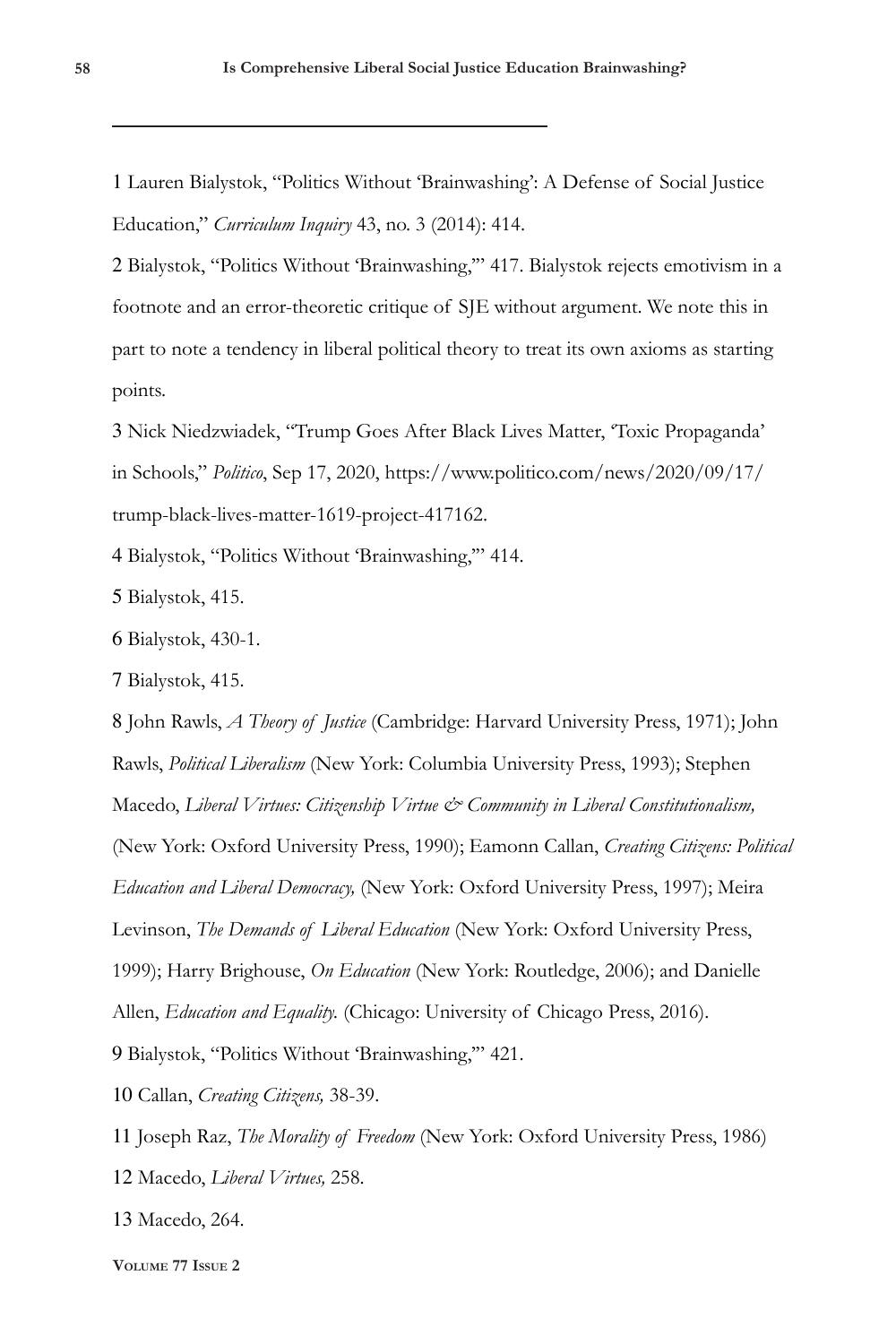1 Lauren Bialystok, "Politics Without 'Brainwashing': A Defense of Social Justice Education," *Curriculum Inquiry* 43, no. 3 (2014): 414.

2 Bialystok, "Politics Without 'Brainwashing,'" 417. Bialystok rejects emotivism in a footnote and an error-theoretic critique of SJE without argument. We note this in part to note a tendency in liberal political theory to treat its own axioms as starting points.

3 Nick Niedzwiadek, "Trump Goes After Black Lives Matter, 'Toxic Propaganda' in Schools," *Politico*, Sep 17, 2020, https://www.politico.com/news/2020/09/17/trump-black-lives-matter-1619-project-417162.

4 Bialystok, "Politics Without 'Brainwashing,'" 414.

5 Bialystok, 415.

6 Bialystok, 430-1.

7 Bialystok, 415.

8 John Rawls, *A Theory of Justice* (Cambridge: Harvard University Press, 1971); John Rawls, *Political Liberalism* (New York: Columbia University Press, 1993); Stephen Macedo, *Liberal Virtues: Citizenship Virtue & Community in Liberal Constitutionalism,* (New York: Oxford University Press, 1990); Eamonn Callan, *Creating Citizens: Political Education and Liberal Democracy,* (New York: Oxford University Press, 1997); Meira Levinson, *The Demands of Liberal Education* (New York: Oxford University Press, 1999); Harry Brighouse, *On Education* (New York: Routledge, 2006); and Danielle Allen, *Education and Equality.* (Chicago: University of Chicago Press, 2016).

9 Bialystok, "Politics Without 'Brainwashing,'" 421.

10 Callan, *Creating Citizens,* 38-39.

11 Joseph Raz, *The Morality of Freedom* (New York: Oxford University Press, 1986)

12 Macedo, *Liberal Virtues,* 258.

13 Macedo, 264.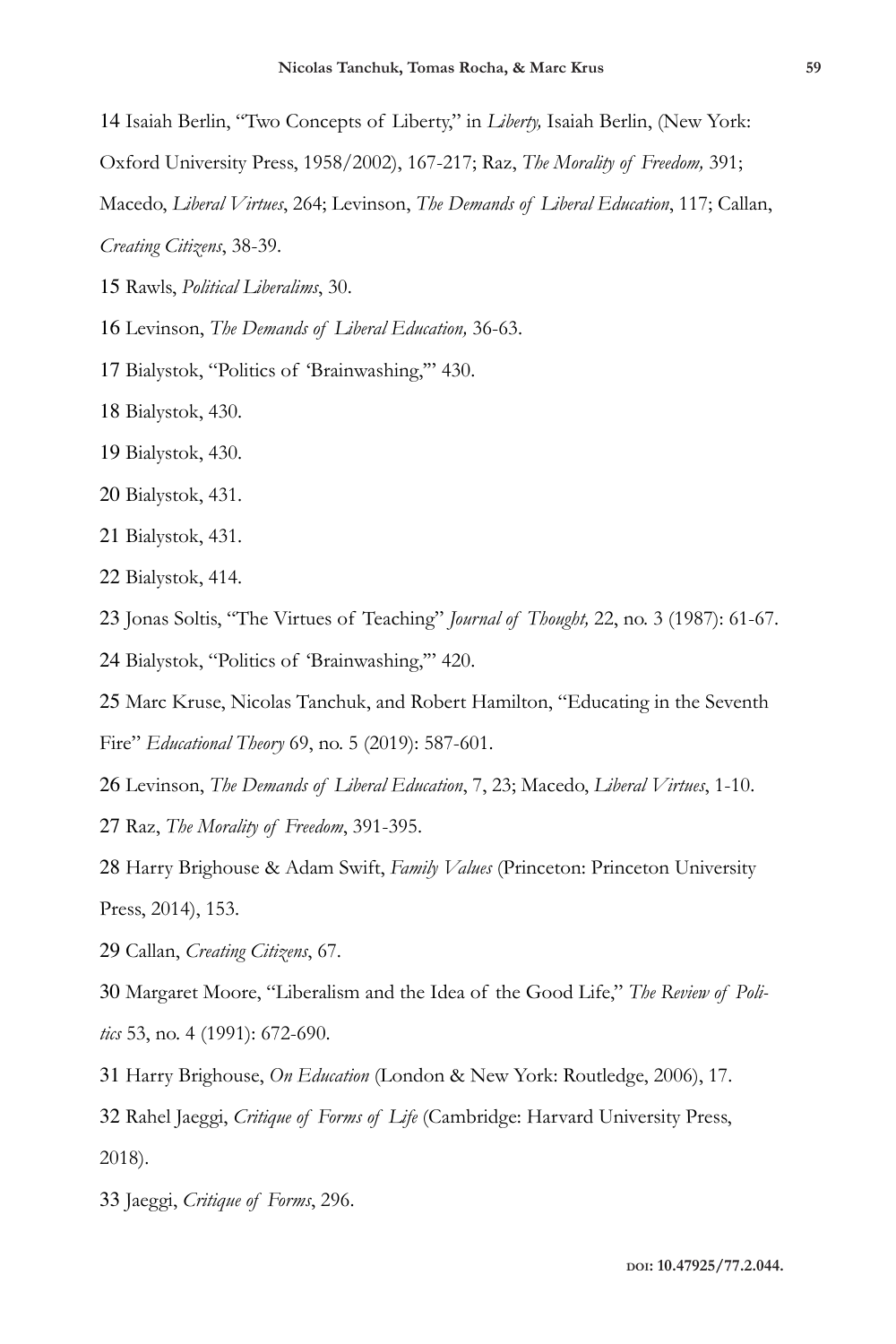14 Isaiah Berlin, "Two Concepts of Liberty," in *Liberty,* Isaiah Berlin, (New York: Oxford University Press, 1958/2002), 167-217; Raz, *The Morality of Freedom,* 391; Macedo, *Liberal Virtues*, 264; Levinson, *The Demands of Liberal Education*, 117; Callan, *Creating Citizens*, 38-39.

15 Rawls, *Political Liberalims*, 30.

16 Levinson, *The Demands of Liberal Education,* 36-63.

17 Bialystok, "Politics of 'Brainwashing,'" 430.

18 Bialystok, 430.

19 Bialystok, 430.

20 Bialystok, 431.

21 Bialystok, 431.

22 Bialystok, 414.

23 Jonas Soltis, "The Virtues of Teaching" *Journal of Thought,* 22, no. 3 (1987): 61-67.

24 Bialystok, "Politics of 'Brainwashing,'" 420.

25 Marc Kruse, Nicolas Tanchuk, and Robert Hamilton, "Educating in the Seventh Fire" *Educational Theory* 69, no. 5 (2019): 587-601.

26 Levinson, *The Demands of Liberal Education*, 7, 23; Macedo, *Liberal Virtues*, 1-10.

27 Raz, *The Morality of Freedom*, 391-395.

28 Harry Brighouse & Adam Swift, *Family Values* (Princeton: Princeton University Press, 2014), 153.

29 Callan, *Creating Citizens*, 67.

30 Margaret Moore, "Liberalism and the Idea of the Good Life," *The Review of Politics* 53, no. 4 (1991): 672-690.

31 Harry Brighouse, *On Education* (London & New York: Routledge, 2006), 17.

32 Rahel Jaeggi, *Critique of Forms of Life* (Cambridge: Harvard University Press, 2018).

33 Jaeggi, *Critique of Forms*, 296.